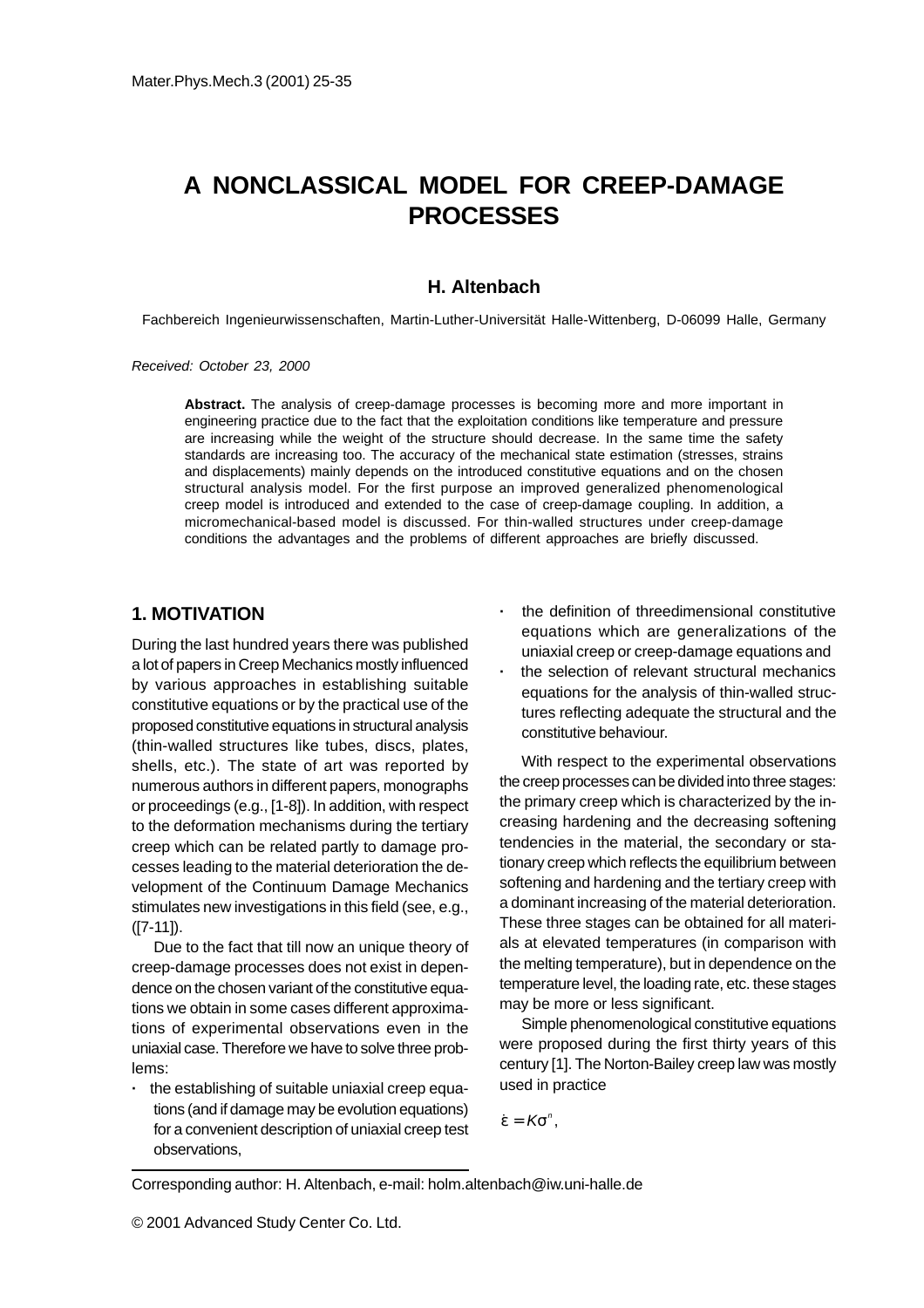# A NONCLASSICAL MODEL FOR CREEP-DAMAGE PROCESSES

**H. Altenbach**

Fachbereich Ingenieurwissenschaften, Martin-Luther-Universität Halle-Wittenberg, D-06099 Halle, Germany

*Received: October 23, 2000*

**Abstract.** The analysis of creep-damage processes is becoming more and more important in engineering practice due to the fact that the exploitation conditions like temperature and pressure are increasing while the weight of the structure should decrease. In the same time the safety standards are increasing too. The accuracy of the mechanical state estimation (stresses, strains and displacements) mainly depends on the introduced constitutive equations and on the chosen structural analysis model. For the first purpose an improved generalized phenomenological creep model is introduced and extended to the case of creep-damage coupling. In addition, a micromechanical-based model is discussed. For thin-walled structures under creep-damage conditions the advantages and the problems of different approaches are briefly discussed.

## 1. MOTIVATION

During the last hundred years there was published a lot of papers in Creep Mechanics mostly influenced by various approaches in establishing suitable constitutive equations or by the practical use of the proposed constitutive equations in structural analysis (thin-walled structures like tubes, discs, plates, shells, etc.). The state of art was reported by numerous authors in different papers, monographs or proceedings (e.g., [1-8]). In addition, with respect to the deformation mechanisms during the tertiary creep which can be related partly to damage processes leading to the material deterioration the development of the Continuum Damage Mechanics stimulates new investigations in this field (see, e.g., ([7-11]).

Due to the fact that till now an unique theory of creep-damage processes does not exist in dependence on the chosen variant of the constitutive equations we obtain in some cases different approximations of experimental observations even in the uniaxial case. Therefore we have to solve three problems:

- the establishing of suitable uniaxial creep equations (and if damage may be evolution equations) for a convenient description of uniaxial creep test observations,
- the definition of threedimensional constitutive equations which are generalizations of the uniaxial creep or creep-damage equations and
- the selection of relevant structural mechanics equations for the analysis of thin-walled structures reflecting adequate the structural and the constitutive behaviour.

With respect to the experimental observations the creep processes can be divided into three stages: the primary creep which is characterized by the increasing hardening and the decreasing softening tendencies in the material, the secondary or stationary creep which reflects the equilibrium between softening and hardening and the tertiary creep with a dominant increasing of the material deterioration. These three stages can be obtained for all materials at elevated temperatures (in comparison with the melting temperature), but in dependence on the temperature level, the loading rate, etc. these stages may be more or less significant.

Simple phenomenological constitutive equations were proposed during the first thirty years of this century [1]. The Norton-Bailey creep law was mostly used in practice

$$\dot{\varepsilon} = K\sigma^n,$$

Corresponding author: H. Altenbach, e-mail: holm.altenbach@iw.uni-halle.de

© 2001 Advanced Study Center Co. Ltd.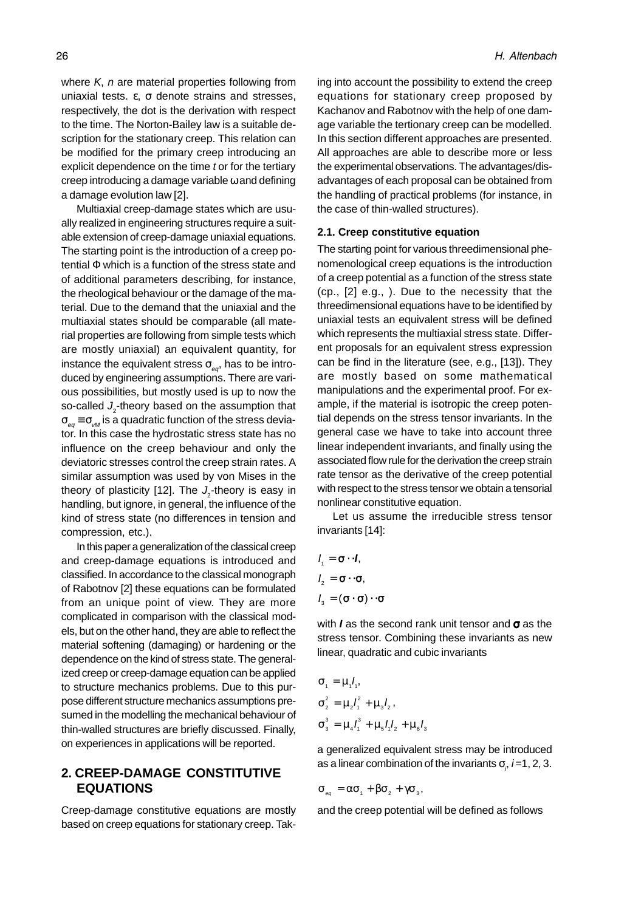where $K$, $n$ are material properties following from uniaxial tests. $\varepsilon$, $\sigma$ denote strains and stresses, respectively, the dot is the derivation with respect to the time. The Norton-Bailey law is a suitable description for the stationary creep. This relation can be modified for the primary creep introducing an explicit dependence on the time $t$ or for the tertiary creep introducing a damage variable $\omega$ and defining a damage evolution law [2].

Multiaxial creep-damage states which are usually realized in engineering structures require a suitable extension of creep-damage uniaxial equations. The starting point is the introduction of a creep potential $\Phi$ which is a function of the stress state and of additional parameters describing, for instance, the rheological behaviour or the damage of the material. Due to the demand that the uniaxial and the multiaxial states should be comparable (all material properties are following from simple tests which are mostly uniaxial) an equivalent quantity, for instance the equivalent stress $\sigma_{eq}$, has to be introduced by engineering assumptions. There are various possibilities, but mostly used is up to now the so-called $J_2$-theory based on the assumption that $\sigma_{eq} \equiv \sigma_{vM}$ is a quadratic function of the stress deviator. In this case the hydrostatic stress state has no influence on the creep behaviour and only the deviatoric stresses control the creep strain rates. A similar assumption was used by von Mises in the theory of plasticity [12]. The $J_2$-theory is easy in handling, but ignore, in general, the influence of the kind of stress state (no differences in tension and compression, etc.).

In this paper a generalization of the classical creep and creep-damage equations is introduced and classified. In accordance to the classical monograph of Rabotnov [2] these equations can be formulated from an unique point of view. They are more complicated in comparison with the classical models, but on the other hand, they are able to reflect the material softening (damaging) or hardening or the dependence on the kind of stress state. The generalized creep or creep-damage equation can be applied to structure mechanics problems. Due to this purpose different structure mechanics assumptions presumed in the modelling the mechanical behaviour of thin-walled structures are briefly discussed. Finally, on experiences in applications will be reported.

## 2. CREEP-DAMAGE CONSTITUTIVE EQUATIONS

Creep-damage constitutive equations are mostly based on creep equations for stationary creep. Taking into account the possibility to extend the creep equations for stationary creep proposed by Kachanov and Rabotnov with the help of one damage variable the tertionary creep can be modelled. In this section different approaches are presented. All approaches are able to describe more or less the experimental observations. The advantages/disadvantages of each proposal can be obtained from the handling of practical problems (for instance, in the case of thin-walled structures).

### 2.1. Creep constitutive equation

The starting point for various threedimensional phenomenological creep equations is the introduction of a creep potential as a function of the stress state (cp., [2] e.g., ). Due to the necessity that the threedimensional equations have to be identified by uniaxial tests an equivalent stress will be defined which represents the multiaxial stress state. Different proposals for an equivalent stress expression can be find in the literature (see, e.g., [13]). They are mostly based on some mathematical manipulations and the experimental proof. For example, if the material is isotropic the creep potential depends on the stress tensor invariants. In the general case we have to take into account three linear independent invariants, and finally using the associated flow rule for the derivation the creep strain rate tensor as the derivative of the creep potential with respect to the stress tensor we obtain a tensorial nonlinear constitutive equation.

Let us assume the irreducible stress tensor invariants [14]:

$$
\begin{aligned}
I_1 &= \boldsymbol{\sigma} \cdot\cdot \boldsymbol{I}, \\
I_2 &= \boldsymbol{\sigma} \cdot\cdot \boldsymbol{\sigma}, \\
I_3 &= (\boldsymbol{\sigma} \cdot \boldsymbol{\sigma}) \cdot\cdot \boldsymbol{\sigma}
\end{aligned}
$$

with $\boldsymbol{I}$ as the second rank unit tensor and $\boldsymbol{\sigma}$ as the stress tensor. Combining these invariants as new linear, quadratic and cubic invariants

$$
\begin{aligned}
\sigma_1 &= \mu_1 I_1, \\
\sigma_2^2 &= \mu_2 I_1^2 + \mu_3 I_2, \\
\sigma_3^3 &= \mu_4 I_1^3 + \mu_5 I_1 I_2 + \mu_6 I_3
\end{aligned}
$$

a generalized equivalent stress may be introduced as a linear combination of the invariants $\sigma_i$, $i = 1, 2, 3$.

$$
\sigma_{eq} = \alpha\sigma_1 + \beta\sigma_2 + \gamma\sigma_3,
$$

and the creep potential will be defined as follows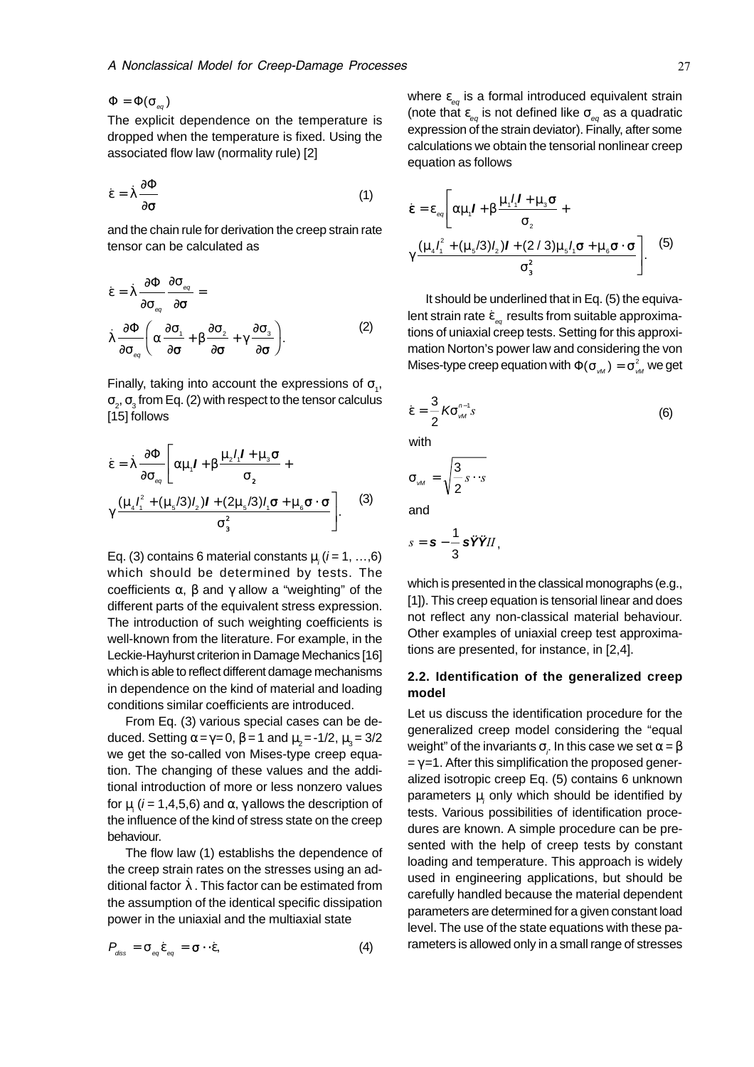$$\Phi = \Phi(\sigma_{eq})$$

The explicit dependence on the temperature is dropped when the temperature is fixed. Using the associated flow law (normality rule) [2]

$$\dot{\varepsilon} = \dot{\lambda} \frac{\partial \Phi}{\partial \sigma} \tag{1}$$

and the chain rule for derivation the creep strain rate tensor can be calculated as

$$\dot{\varepsilon} = \dot{\lambda} \frac{\partial \Phi}{\partial \sigma_{eq}} \frac{\partial \sigma_{eq}}{\partial \sigma} = \dot{\lambda} \frac{\partial \Phi}{\partial \sigma_{eq}} \left( \alpha \frac{\partial \sigma_1}{\partial \sigma} + \beta \frac{\partial \sigma_2}{\partial \sigma} + \gamma \frac{\partial \sigma_3}{\partial \sigma} \right). \tag{2}$$

Finally, taking into account the expressions of $\sigma_1$, $\sigma_2$, $\sigma_3$ from Eq. (2) with respect to the tensor calculus [15] follows

$$\dot{\varepsilon} = \dot{\lambda} \frac{\partial \Phi}{\partial \sigma_{eq}} \left[ \alpha \mu_1 \boldsymbol{I} + \beta \frac{\mu_2 I_1 \boldsymbol{I} + \mu_3 \sigma}{\sigma_2} + \gamma \frac{(\mu_4 I_1^2 + (\mu_5/3) I_2) \boldsymbol{I} + (2\mu_5/3) I_1 \sigma + \mu_6 \sigma \cdot \sigma}{\sigma_3^2} \right]. \tag{3}$$

Eq. (3) contains 6 material constants $\mu_i$ ($i = 1, \ldots, 6$) which should be determined by tests. The coefficients $\alpha$, $\beta$ and $\gamma$ allow a "weighting" of the different parts of the equivalent stress expression. The introduction of such weighting coefficients is well-known from the literature. For example, in the Leckie-Hayhurst criterion in Damage Mechanics [16] which is able to reflect different damage mechanisms in dependence on the kind of material and loading conditions similar coefficients are introduced.

From Eq. (3) various special cases can be deduced. Setting $\alpha = \gamma = 0$, $\beta = 1$ and $\mu_2 = -1/2$, $\mu_3 = 3/2$ we get the so-called von Mises-type creep equation. The changing of these values and the additional introduction of more or less nonzero values for $\mu_i$ ($i = 1,4,5,6$) and $\alpha$, $\gamma$ allows the description of the influence of the kind of stress state on the creep behaviour.

The flow law (1) establishs the dependence of the creep strain rates on the stresses using an additional factor $\dot{\lambda}$. This factor can be estimated from the assumption of the identical specific dissipation power in the uniaxial and the multiaxial state

$$P_{diss} = \sigma_{eq} \dot{\varepsilon}_{eq} = \sigma \cdot\cdot \dot{\varepsilon}, \tag{4}$$

where $\varepsilon_{eq}$ is a formal introduced equivalent strain (note that $\varepsilon_{eq}$ is not defined like $\sigma_{eq}$ as a quadratic expression of the strain deviator). Finally, after some calculations we obtain the tensorial nonlinear creep equation as follows

$$\dot{\boldsymbol{\varepsilon}} = \varepsilon_{eq} \left[ \alpha \mu_1 \boldsymbol{I} + \beta \frac{\mu_1 I_1 \boldsymbol{I} + \mu_3 \sigma}{\sigma_2} + \gamma \frac{(\mu_4 I_1^2 + (\mu_5/3) I_2) \boldsymbol{I} + (2/3) \mu_5 I_1 \sigma + \mu_6 \sigma \cdot \sigma}{\sigma_3^2} \right]. \tag{5}$$

It should be underlined that in Eq. (5) the equivalent strain rate $\dot{\varepsilon}_{eq}$ results from suitable approximations of uniaxial creep tests. Setting for this approximation Norton's power law and considering the von Mises-type creep equation with $\Phi(\sigma_{vM}) = \sigma_{vM}^2$ we get

$$\dot{\varepsilon} = \frac{3}{2} K \sigma_{vM}^{n-1} s \tag{6}$$

with

$$\sigma_{vM} = \sqrt{\frac{3}{2} s \cdot\cdot s}$$

and

$$s = \boldsymbol{s} - \frac{1}{3} \boldsymbol{s} \cdot\cdot \boldsymbol{I} \boldsymbol{I},$$

which is presented in the classical monographs (e.g., [1]). This creep equation is tensorial linear and does not reflect any non-classical material behaviour. Other examples of uniaxial creep test approximations are presented, for instance, in [2,4].

### 2.2. Identification of the generalized creep model

Let us discuss the identification procedure for the generalized creep model considering the "equal weight" of the invariants $\sigma_i$. In this case we set $\alpha = \beta = \gamma = 1$. After this simplification the proposed generalized isotropic creep Eq. (5) contains 6 unknown parameters $\mu_i$ only which should be identified by tests. Various possibilities of identification procedures are known. A simple procedure can be presented with the help of creep tests by constant loading and temperature. This approach is widely used in engineering applications, but should be carefully handled because the material dependent parameters are determined for a given constant load level. The use of the state equations with these parameters is allowed only in a small range of stresses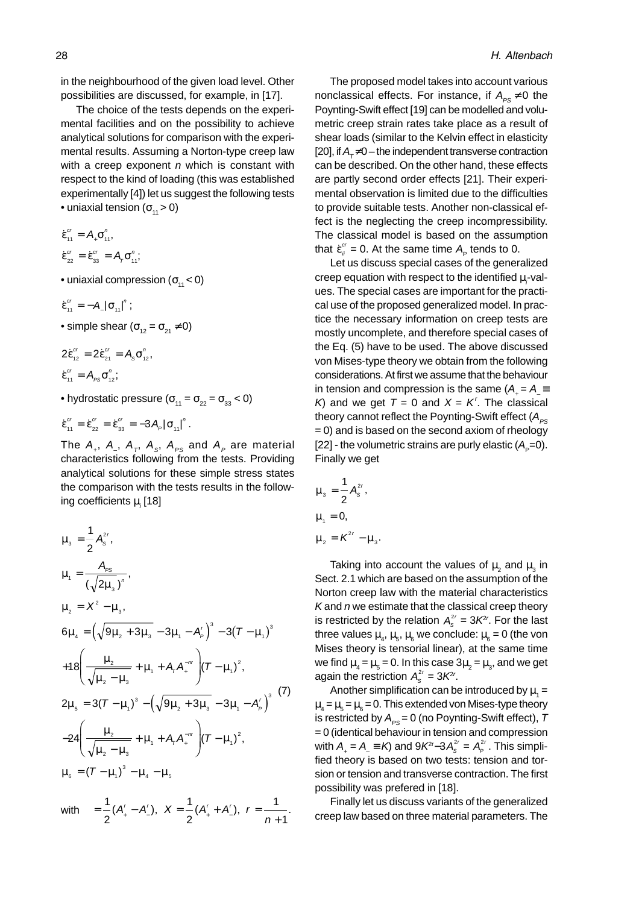in the neighbourhood of the given load level. Other possibilities are discussed, for example, in [17].

The choice of the tests depends on the experimental facilities and on the possibility to achieve analytical solutions for comparison with the experimental results. Assuming a Norton-type creep law with a creep exponent $n$ which is constant with respect to the kind of loading (this was established experimentally [4]) let us suggest the following tests

- uniaxial tension ($\sigma_{11} > 0$)

$$\dot{\varepsilon}_{11}^{cr} = A_+ \sigma_{11}^n,$$
$$\dot{\varepsilon}_{22}^{cr} = \dot{\varepsilon}_{33}^{cr} = A_T \sigma_{11}^n;$$

- uniaxial compression ($\sigma_{11} < 0$)

$$\dot{\varepsilon}_{11}^{cr} = -A_- |\sigma_{11}|^n;$$

- simple shear ($\sigma_{12} = \sigma_{21} \neq 0$)

$$2\dot{\varepsilon}_{12}^{cr} = 2\dot{\varepsilon}_{21}^{cr} = A_S \sigma_{12}^n,$$
$$\dot{\varepsilon}_{11}^{cr} = A_{PS} \sigma_{12}^n;$$

- hydrostatic pressure ($\sigma_{11} = \sigma_{22} = \sigma_{33} < 0$)

$$\dot{\varepsilon}_{11}^{cr} = \dot{\varepsilon}_{22}^{cr} = \dot{\varepsilon}_{33}^{cr} = -3A_P |\sigma_{11}|^n.$$

The $A_+$, $A_-$, $A_T$, $A_S$, $A_{PS}$ and $A_P$ are material characteristics following from the tests. Providing analytical solutions for these simple stress states the comparison with the tests results in the following coefficients $\mu_i$ [18]

$$
\begin{aligned}
\mu_3 &= \frac{1}{2} A_S^{2r}, \\
\mu_1 &= \frac{A_{PS}}{(\sqrt{2\mu_3})^n}, \\
\mu_2 &= X^2 - \mu_3, \\
6\mu_4 &= \left(\sqrt{9\mu_2 + 3\mu_3} - 3\mu_1 - A_P^r\right)^3 - 3(T - \mu_1)^3 \\
&\quad + 18\left(\frac{\mu_2}{\sqrt{\mu_2 - \mu_3}} + \mu_1 + A_T A_+^{-nr}\right)(T - \mu_1)^2, \\
2\mu_5 &= 3(T - \mu_1)^3 - \left(\sqrt{9\mu_2 + 3\mu_3} - 3\mu_1 - A_P^r\right)^3 \\
&\quad - 24\left(\frac{\mu_2}{\sqrt{\mu_2 - \mu_3}} + \mu_1 + A_T A_+^{-nr}\right)(T - \mu_1)^2, \\
\mu_6 &= (T - \mu_1)^3 - \mu_4 - \mu_5
\end{aligned}
\tag{7}
$$

with $\quad T = \frac{1}{2}(A_+^r - A_-^r), \; X = \frac{1}{2}(A_+^r + A_-^r), \; r = \frac{1}{n+1}.$

The proposed model takes into account various nonclassical effects. For instance, if $A_{PS} \neq 0$ the Poynting-Swift effect [19] can be modelled and volumetric creep strain rates take place as a result of shear loads (similar to the Kelvin effect in elasticity [20], if $A_T \neq 0$ – the independent transverse contraction can be described. On the other hand, these effects are partly second order effects [21]. Their experimental observation is limited due to the difficulties to provide suitable tests. Another non-classical effect is the neglecting the creep incompressibility. The classical model is based on the assumption that $\dot{\varepsilon}_{ii}^{cr} = 0$. At the same time $A_P$ tends to 0.

Let us discuss special cases of the generalized creep equation with respect to the identified $\mu_i$-values. The special cases are important for the practical use of the proposed generalized model. In practice the necessary information on creep tests are mostly uncomplete, and therefore special cases of the Eq. (5) have to be used. The above discussed von Mises-type theory we obtain from the following considerations. At first we assume that the behaviour in tension and compression is the same ($A_+ = A_- \equiv K$) and we get $T = 0$ and $X = K^r$. The classical theory cannot reflect the Poynting-Swift effect ($A_{PS} = 0$) and is based on the second axiom of rheology [22] - the volumetric strains are purly elastic ($A_P$=0). Finally we get

$$
\begin{aligned}
\mu_3 &= \frac{1}{2} A_S^{2r}, \\
\mu_1 &= 0, \\
\mu_2 &= K^{2r} - \mu_3.
\end{aligned}
$$

Taking into account the values of $\mu_2$ and $\mu_3$ in Sect. 2.1 which are based on the assumption of the Norton creep law with the material characteristics $K$ and $n$ we estimate that the classical creep theory is restricted by the relation $A_S^{2r} = 3K^{2r}$. For the last three values $\mu_4$, $\mu_5$, $\mu_6$ we conclude: $\mu_6 = 0$ (the von Mises theory is tensorial linear), at the same time we find $\mu_4 = \mu_5 = 0$. In this case $3\mu_2 = \mu_3$, and we get again the restriction $A_S^{2r} = 3K^{2r}$.

Another simplification can be introduced by $\mu_1 = \mu_4 = \mu_5 = \mu_6 = 0$. This extended von Mises-type theory is restricted by $A_{PS} = 0$ (no Poynting-Swift effect), $T = 0$ (identical behaviour in tension and compression with $A_+ = A_- \equiv K$) and $9K^{2r} - 3A_S^{2r} = A_P^{2r}$. This simplified theory is based on two tests: tension and torsion or tension and transverse contraction. The first possibility was prefered in [18].

Finally let us discuss variants of the generalized creep law based on three material parameters. The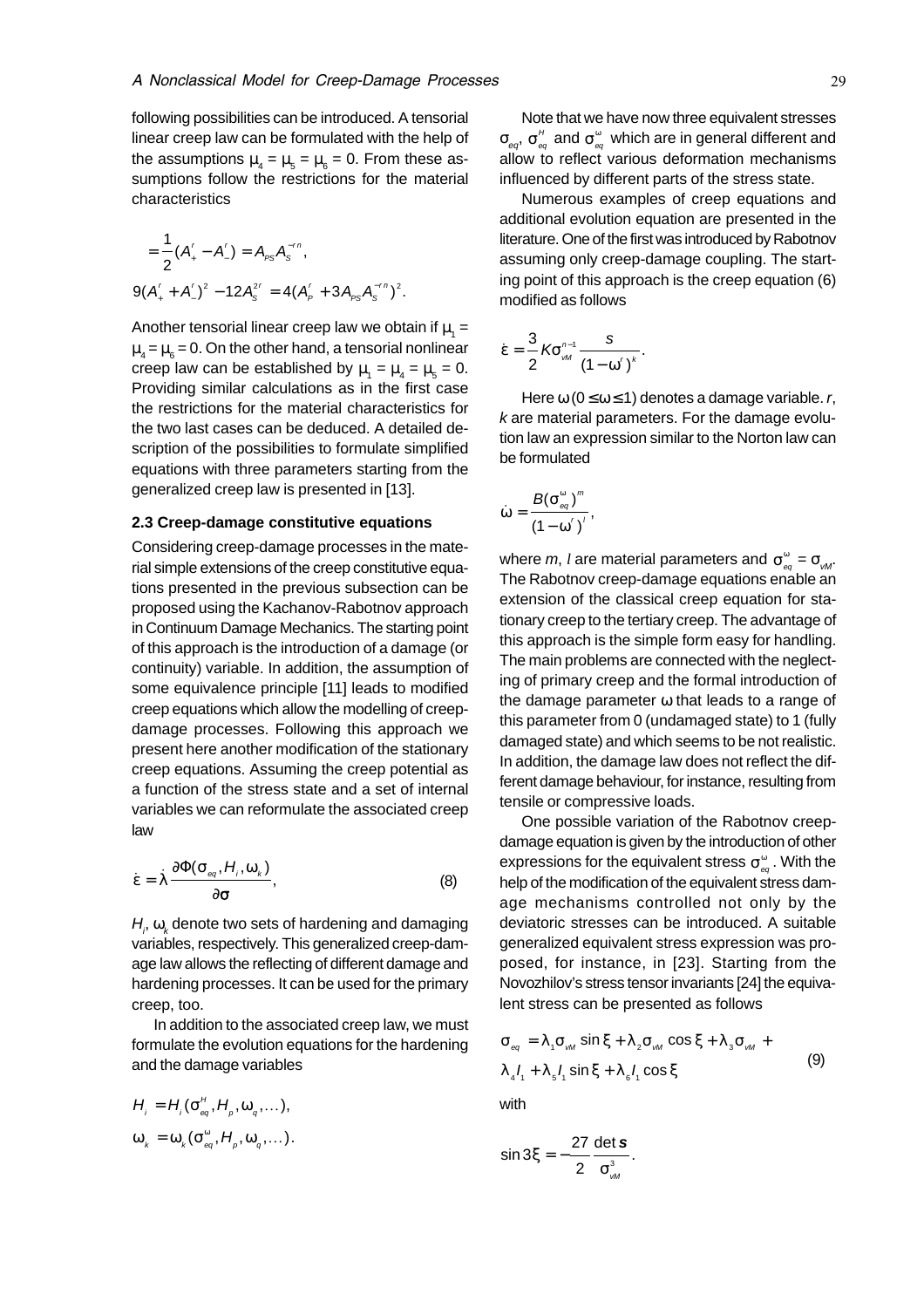following possibilities can be introduced. A tensorial linear creep law can be formulated with the help of the assumptions $\mu_4 = \mu_5 = \mu_6 = 0$. From these assumptions follow the restrictions for the material characteristics

$$
= \frac{1}{2}(A_+^r - A_-^r) = A_{PS} A_S^{-rn},
$$

$$
9(A_+^r + A_-^r)^2 - 12 A_S^{2r} = 4(A_P^r + 3A_{PS} A_S^{-rn})^2.
$$

Another tensorial linear creep law we obtain if $\mu_1 = \mu_4 = \mu_6 = 0$. On the other hand, a tensorial nonlinear creep law can be established by $\mu_1 = \mu_4 = \mu_5 = 0$. Providing similar calculations as in the first case the restrictions for the material characteristics for the two last cases can be deduced. A detailed description of the possibilities to formulate simplified equations with three parameters starting from the generalized creep law is presented in [13].

### 2.3 Creep-damage constitutive equations

Considering creep-damage processes in the material simple extensions of the creep constitutive equations presented in the previous subsection can be proposed using the Kachanov-Rabotnov approach in Continuum Damage Mechanics. The starting point of this approach is the introduction of a damage (or continuity) variable. In addition, the assumption of some equivalence principle [11] leads to modified creep equations which allow the modelling of creep-damage processes. Following this approach we present here another modification of the stationary creep equations. Assuming the creep potential as a function of the stress state and a set of internal variables we can reformulate the associated creep law

$$
\dot{\varepsilon} = \dot{\lambda} \frac{\partial \Phi(\sigma_{eq}, H_i, \omega_k)}{\partial \sigma}, \tag{8}
$$

$H_i$, $\omega_k$ denote two sets of hardening and damaging variables, respectively. This generalized creep-damage law allows the reflecting of different damage and hardening processes. It can be used for the primary creep, too.

In addition to the associated creep law, we must formulate the evolution equations for the hardening and the damage variables

$$
H_i = H_i(\sigma_{eq}^H, H_p, \omega_q, \dots),
$$

$$
\omega_k = \omega_k(\sigma_{eq}^\omega, H_p, \omega_q, \dots).
$$

Note that we have now three equivalent stresses $\sigma_{eq}$, $\sigma_{eq}^H$ and $\sigma_{eq}^\omega$ which are in general different and allow to reflect various deformation mechanisms influenced by different parts of the stress state.

Numerous examples of creep equations and additional evolution equation are presented in the literature. One of the first was introduced by Rabotnov assuming only creep-damage coupling. The starting point of this approach is the creep equation (6) modified as follows

$$
\dot{\varepsilon} = \frac{3}{2} K \sigma_{vM}^{n-1} \frac{s}{(1-\omega^r)^k}.
$$

Here $\omega\,(0 \leq \omega \leq 1)$ denotes a damage variable. $r$, $k$ are material parameters. For the damage evolution law an expression similar to the Norton law can be formulated

$$
\dot{\omega} = \frac{B(\sigma_{eq}^\omega)^m}{(1-\omega^r)^l},
$$

where $m$, $l$ are material parameters and $\sigma_{eq}^\omega = \sigma_{vM}$. The Rabotnov creep-damage equations enable an extension of the classical creep equation for stationary creep to the tertiary creep. The advantage of this approach is the simple form easy for handling. The main problems are connected with the neglecting of primary creep and the formal introduction of the damage parameter $\omega$ that leads to a range of this parameter from 0 (undamaged state) to 1 (fully damaged state) and which seems to be not realistic. In addition, the damage law does not reflect the different damage behaviour, for instance, resulting from tensile or compressive loads.

One possible variation of the Rabotnov creep-damage equation is given by the introduction of other expressions for the equivalent stress $\sigma_{eq}^\omega$. With the help of the modification of the equivalent stress damage mechanisms controlled not only by the deviatoric stresses can be introduced. A suitable generalized equivalent stress expression was proposed, for instance, in [23]. Starting from the Novozhilov's stress tensor invariants [24] the equivalent stress can be presented as follows

$$
\begin{aligned}
\sigma_{eq} &= \lambda_1 \sigma_{vM} \sin\xi + \lambda_2 \sigma_{vM} \cos\xi + \lambda_3 \sigma_{vM} + \\
&\lambda_4 I_1 + \lambda_5 I_1 \sin\xi + \lambda_6 I_1 \cos\xi
\end{aligned} \tag{9}
$$

with

$$
\sin 3\xi = -\frac{27}{2} \frac{\det \boldsymbol{s}}{\sigma_{vM}^3}.
$$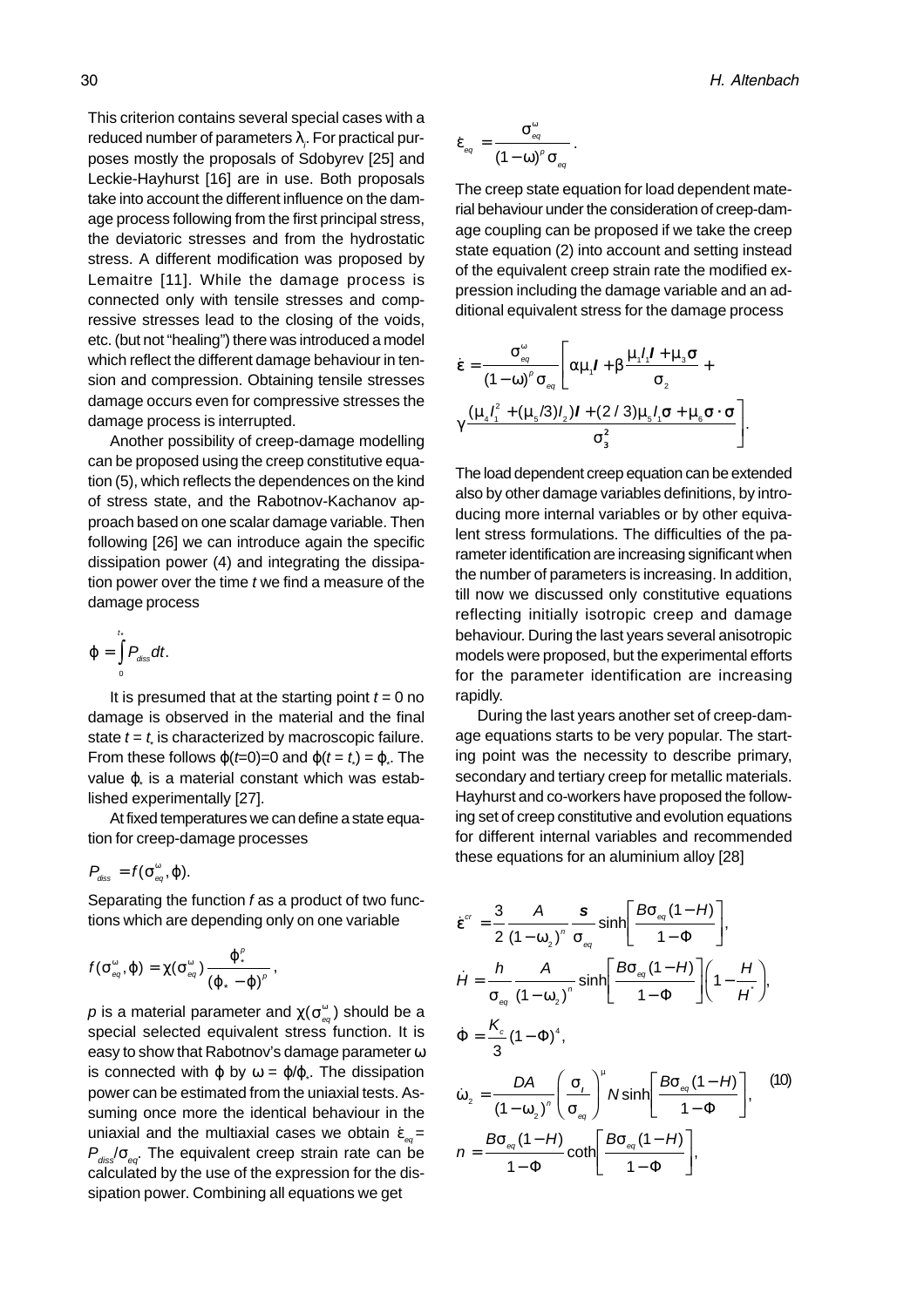This criterion contains several special cases with a reduced number of parameters $\lambda_i$. For practical purposes mostly the proposals of Sdobyrev [25] and Leckie-Hayhurst [16] are in use. Both proposals take into account the different influence on the damage process following from the first principal stress, the deviatoric stresses and from the hydrostatic stress. A different modification was proposed by Lemaitre [11]. While the damage process is connected only with tensile stresses and compressive stresses lead to the closing of the voids, etc. (but not "healing") there was introduced a model which reflect the different damage behaviour in tension and compression. Obtaining tensile stresses damage occurs even for compressive stresses the damage process is interrupted.

Another possibility of creep-damage modelling can be proposed using the creep constitutive equation (5), which reflects the dependences on the kind of stress state, and the Rabotnov-Kachanov approach based on one scalar damage variable. Then following [26] we can introduce again the specific dissipation power (4) and integrating the dissipation power over the time $t$ we find a measure of the damage process

$$\varphi = \int_0^{t_*} P_{diss} dt.$$

It is presumed that at the starting point $t = 0$ no damage is observed in the material and the final state $t = t_*$ is characterized by macroscopic failure. From these follows $\varphi(t{=}0)=0$ and $\varphi(t = t_*) = \varphi_*$. The value $\varphi_*$ is a material constant which was established experimentally [27].

At fixed temperatures we can define a state equation for creep-damage processes

$$P_{diss} = f(\sigma_{eq}^{\omega}, \varphi).$$

Separating the function $f$ as a product of two functions which are depending only on one variable

$$f(\sigma_{eq}^{\omega}, \varphi) = \chi(\sigma_{eq}^{\omega}) \frac{\varphi_*^p}{(\varphi_* - \varphi)^p},$$

$p$ is a material parameter and $\chi(\sigma_{eq}^{\omega})$ should be a special selected equivalent stress function. It is easy to show that Rabotnov's damage parameter $\omega$ is connected with $\varphi$ by $\omega = \varphi/\varphi_*$. The dissipation power can be estimated from the uniaxial tests. Assuming once more the identical behaviour in the uniaxial and the multiaxial cases we obtain $\dot{\varepsilon}_{eq} = P_{diss}/\sigma_{eq}$. The equivalent creep strain rate can be calculated by the use of the expression for the dissipation power. Combining all equations we get

$$\dot{\varepsilon}_{eq} = \frac{\sigma_{eq}^{\omega}}{(1-\omega)^p \sigma_{eq}}.$$

The creep state equation for load dependent material behaviour under the consideration of creep-damage coupling can be proposed if we take the creep state equation (2) into account and setting instead of the equivalent creep strain rate the modified expression including the damage variable and an additional equivalent stress for the damage process

$$\dot{\boldsymbol{\varepsilon}} = \frac{\sigma_{eq}^{\omega}}{(1-\omega)^p \sigma_{eq}} \left[ \alpha \mu_1 \boldsymbol{I} + \beta \frac{\mu_1 I_1 \boldsymbol{I} + \mu_3 \boldsymbol{\sigma}}{\sigma_2} + \gamma \frac{(\mu_4 I_1^2 + (\mu_5/3) I_2) \boldsymbol{I} + (2/3)\mu_5 I_1 \boldsymbol{\sigma} + \mu_6 \boldsymbol{\sigma} \cdot \boldsymbol{\sigma}}{\sigma_3^2} \right].$$

The load dependent creep equation can be extended also by other damage variables definitions, by introducing more internal variables or by other equivalent stress formulations. The difficulties of the parameter identification are increasing significant when the number of parameters is increasing. In addition, till now we discussed only constitutive equations reflecting initially isotropic creep and damage behaviour. During the last years several anisotropic models were proposed, but the experimental efforts for the parameter identification are increasing rapidly.

During the last years another set of creep-damage equations starts to be very popular. The starting point was the necessity to describe primary, secondary and tertiary creep for metallic materials. Hayhurst and co-workers have proposed the following set of creep constitutive and evolution equations for different internal variables and recommended these equations for an aluminium alloy [28]

$$
\begin{aligned}
\dot{\boldsymbol{\varepsilon}}^{cr} &= \frac{3}{2} \frac{A}{(1-\omega_2)^n} \frac{\boldsymbol{s}}{\sigma_{eq}} \sinh\left[ \frac{B\sigma_{eq}(1-H)}{1-\Phi} \right], \\
\dot{H} &= \frac{h}{\sigma_{eq}} \frac{A}{(1-\omega_2)^n} \sinh\left[ \frac{B\sigma_{eq}(1-H)}{1-\Phi} \right] \left( 1 - \frac{H}{H^*} \right), \\
\dot{\Phi} &= \frac{K_c}{3} (1-\Phi)^4, \\
\dot{\omega}_2 &= \frac{DA}{(1-\omega_2)^n} \left( \frac{\sigma_I}{\sigma_{eq}} \right)^{\mu} N \sinh\left[ \frac{B\sigma_{eq}(1-H)}{1-\Phi} \right], \qquad (10) \\
n &= \frac{B\sigma_{eq}(1-H)}{1-\Phi} \coth\left[ \frac{B\sigma_{eq}(1-H)}{1-\Phi} \right],
\end{aligned}
$$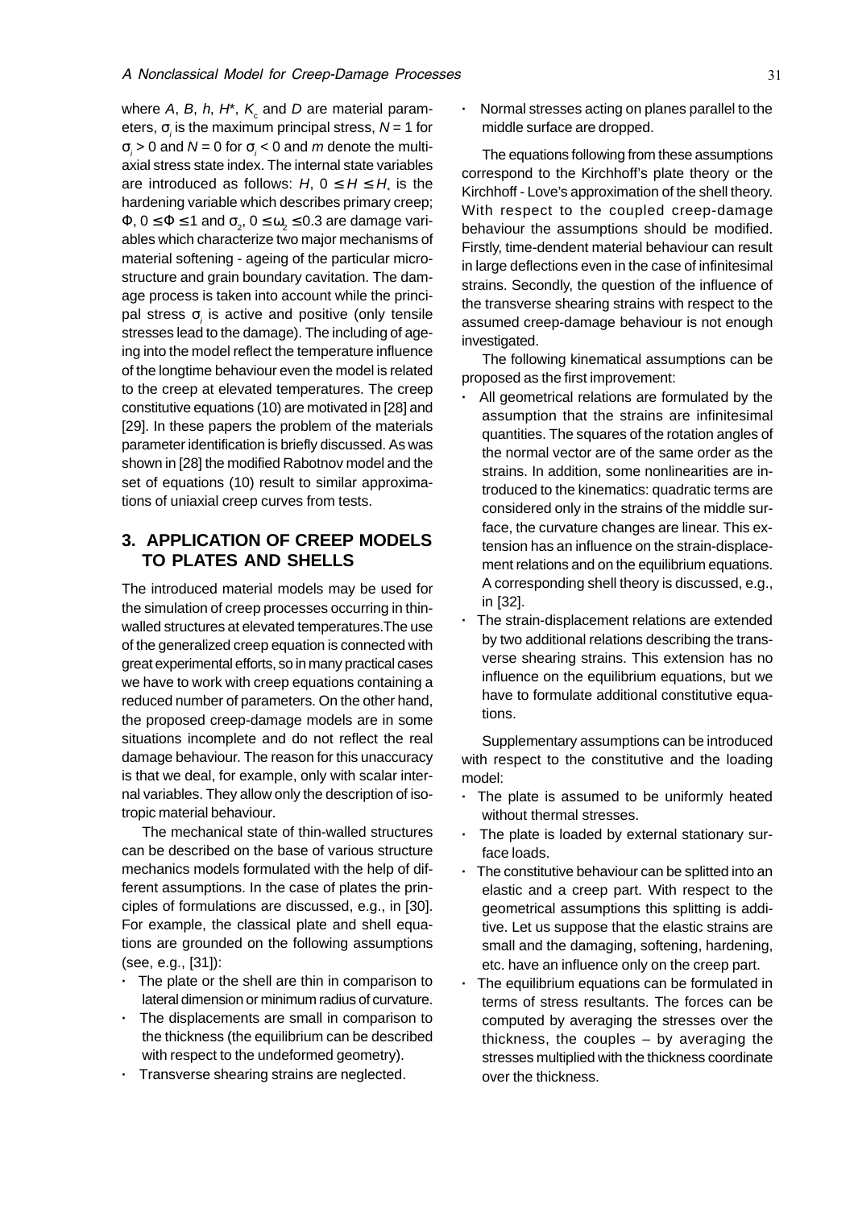where $A$, $B$, $h$, $H^*$, $K_c$ and $D$ are material parameters, $\sigma_i$ is the maximum principal stress, $N = 1$ for $\sigma_i > 0$ and $N = 0$ for $\sigma_i < 0$ and $m$ denote the multiaxial stress state index. The internal state variables are introduced as follows: $H$, $0 \le H \le H_*$ is the hardening variable which describes primary creep; $\Phi$, $0 \le \Phi \le 1$ and $\sigma_2$, $0 \le \omega_2 \le 0.3$ are damage variables which characterize two major mechanisms of material softening - ageing of the particular microstructure and grain boundary cavitation. The damage process is taken into account while the principal stress $\sigma_i$ is active and positive (only tensile stresses lead to the damage). The including of ageing into the model reflect the temperature influence of the longtime behaviour even the model is related to the creep at elevated temperatures. The creep constitutive equations (10) are motivated in [28] and [29]. In these papers the problem of the materials parameter identification is briefly discussed. As was shown in [28] the modified Rabotnov model and the set of equations (10) result to similar approximations of uniaxial creep curves from tests.

## 3. APPLICATION OF CREEP MODELS TO PLATES AND SHELLS

The introduced material models may be used for the simulation of creep processes occurring in thin-walled structures at elevated temperatures.The use of the generalized creep equation is connected with great experimental efforts, so in many practical cases we have to work with creep equations containing a reduced number of parameters. On the other hand, the proposed creep-damage models are in some situations incomplete and do not reflect the real damage behaviour. The reason for this unaccuracy is that we deal, for example, only with scalar internal variables. They allow only the description of isotropic material behaviour.

The mechanical state of thin-walled structures can be described on the base of various structure mechanics models formulated with the help of different assumptions. In the case of plates the principles of formulations are discussed, e.g., in [30]. For example, the classical plate and shell equations are grounded on the following assumptions (see, e.g., [31]):

- The plate or the shell are thin in comparison to lateral dimension or minimum radius of curvature.
- The displacements are small in comparison to the thickness (the equilibrium can be described with respect to the undeformed geometry).
- Transverse shearing strains are neglected.
- Normal stresses acting on planes parallel to the middle surface are dropped.

The equations following from these assumptions correspond to the Kirchhoff's plate theory or the Kirchhoff - Love's approximation of the shell theory. With respect to the coupled creep-damage behaviour the assumptions should be modified. Firstly, time-dendent material behaviour can result in large deflections even in the case of infinitesimal strains. Secondly, the question of the influence of the transverse shearing strains with respect to the assumed creep-damage behaviour is not enough investigated.

The following kinematical assumptions can be proposed as the first improvement:

- All geometrical relations are formulated by the assumption that the strains are infinitesimal quantities. The squares of the rotation angles of the normal vector are of the same order as the strains. In addition, some nonlinearities are introduced to the kinematics: quadratic terms are considered only in the strains of the middle surface, the curvature changes are linear. This extension has an influence on the strain-displacement relations and on the equilibrium equations. A corresponding shell theory is discussed, e.g., in [32].
- The strain-displacement relations are extended by two additional relations describing the transverse shearing strains. This extension has no influence on the equilibrium equations, but we have to formulate additional constitutive equations.

Supplementary assumptions can be introduced with respect to the constitutive and the loading model:

- The plate is assumed to be uniformly heated without thermal stresses.
- The plate is loaded by external stationary surface loads.
- The constitutive behaviour can be splitted into an elastic and a creep part. With respect to the geometrical assumptions this splitting is additive. Let us suppose that the elastic strains are small and the damaging, softening, hardening, etc. have an influence only on the creep part.
- The equilibrium equations can be formulated in terms of stress resultants. The forces can be computed by averaging the stresses over the thickness, the couples – by averaging the stresses multiplied with the thickness coordinate over the thickness.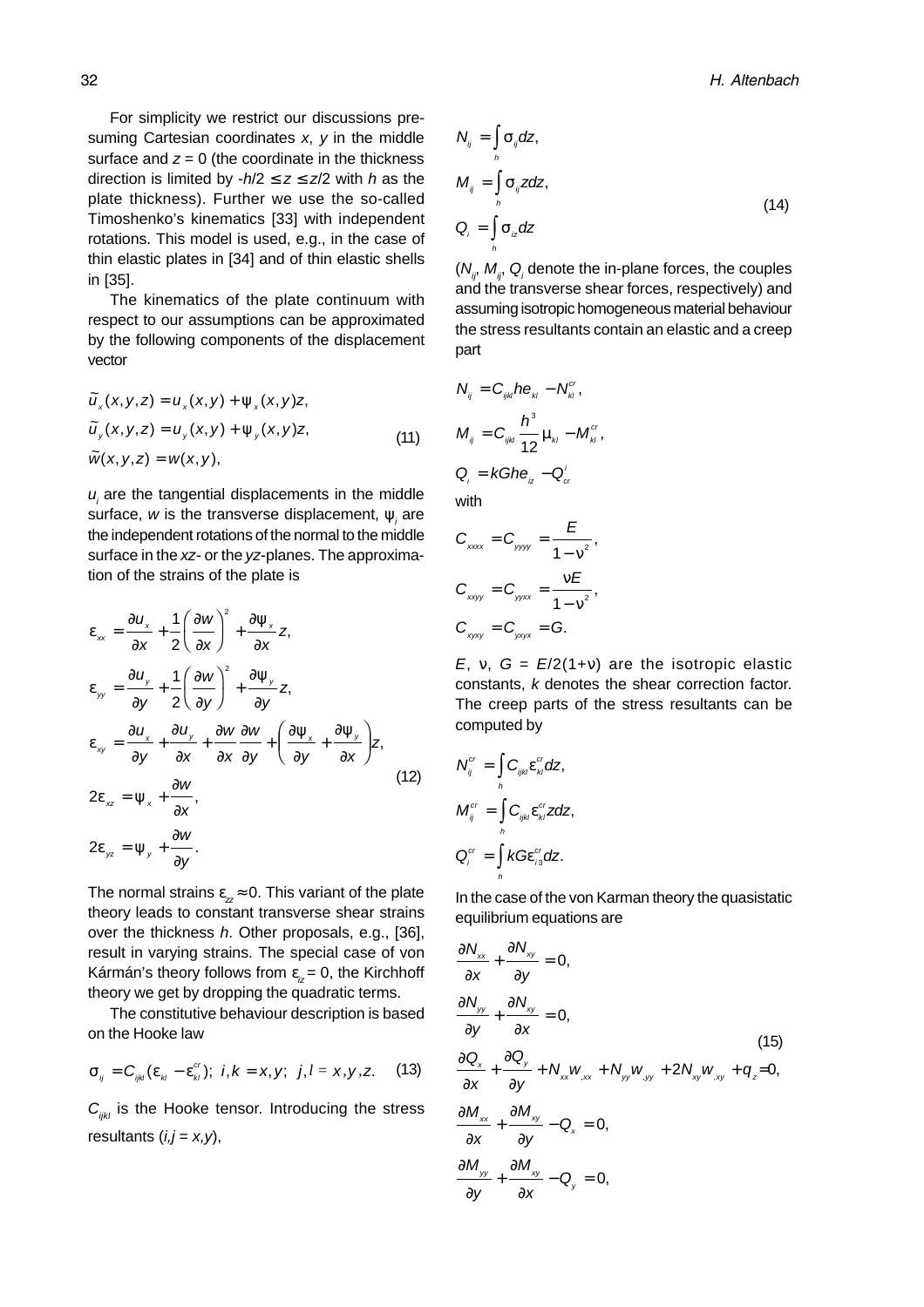For simplicity we restrict our discussions presuming Cartesian coordinates $x$, $y$ in the middle surface and $z = 0$ (the coordinate in the thickness direction is limited by $-h/2 \le z \le z/2$ with $h$ as the plate thickness). Further we use the so-called Timoshenko's kinematics [33] with independent rotations. This model is used, e.g., in the case of thin elastic plates in [34] and of thin elastic shells in [35].

The kinematics of the plate continuum with respect to our assumptions can be approximated by the following components of the displacement vector

$$
\begin{aligned}
\tilde{u}_x(x,y,z) &= u_x(x,y) + \psi_x(x,y)z, \\
\tilde{u}_y(x,y,z) &= u_y(x,y) + \psi_y(x,y)z, \\
\tilde{w}(x,y,z) &= w(x,y),
\end{aligned}
\tag{11}
$$

$u_i$ are the tangential displacements in the middle surface, $w$ is the transverse displacement, $\psi_i$ are the independent rotations of the normal to the middle surface in the $xz$- or the $yz$-planes. The approximation of the strains of the plate is

$$
\begin{aligned}
\varepsilon_{xx} &= \frac{\partial u_x}{\partial x} + \frac{1}{2}\left(\frac{\partial w}{\partial x}\right)^2 + \frac{\partial \psi_x}{\partial x} z, \\
\varepsilon_{yy} &= \frac{\partial u_y}{\partial y} + \frac{1}{2}\left(\frac{\partial w}{\partial y}\right)^2 + \frac{\partial \psi_y}{\partial y} z, \\
\varepsilon_{xy} &= \frac{\partial u_x}{\partial y} + \frac{\partial u_y}{\partial x} + \frac{\partial w}{\partial x}\frac{\partial w}{\partial y} + \left(\frac{\partial \psi_x}{\partial y} + \frac{\partial \psi_y}{\partial x}\right) z, \\
2\varepsilon_{xz} &= \psi_x + \frac{\partial w}{\partial x}, \\
2\varepsilon_{yz} &= \psi_y + \frac{\partial w}{\partial y}.
\end{aligned}
\tag{12}
$$

The normal strains $\varepsilon_{zz} \approx 0$. This variant of the plate theory leads to constant transverse shear strains over the thickness $h$. Other proposals, e.g., [36], result in varying strains. The special case of von Kármán's theory follows from $\varepsilon_{iz} = 0$, the Kirchhoff theory we get by dropping the quadratic terms.

The constitutive behaviour description is based on the Hooke law

$$
\sigma_{ij} = C_{ijkl}(\varepsilon_{kl} - \varepsilon_{kl}^{cr}); \; i,k = x,y; \; j,l = x,y,z. \tag{13}
$$

$C_{ijkl}$ is the Hooke tensor. Introducing the stress resultants ($i,j = x,y$),

$$
\begin{aligned}
N_{ij} &= \int_h \sigma_{ij} dz, \\
M_{ij} &= \int_h \sigma_{ij} z dz, \\
Q_i &= \int_h \sigma_{iz} dz
\end{aligned}
\tag{14}
$$

($N_{ij}$, $M_{ij}$, $Q_i$ denote the in-plane forces, the couples and the transverse shear forces, respectively) and assuming isotropic homogeneous material behaviour the stress resultants contain an elastic and a creep part

$$
\begin{aligned}
N_{ij} &= C_{ijkl} h e_{kl} - N_{kl}^{cr}, \\
M_{ij} &= C_{ijkl} \frac{h^3}{12} \mu_{kl} - M_{kl}^{cr}, \\
Q_i &= kGhe_{iz} - Q_{cr}^{i}
\end{aligned}
$$

with

$$
\begin{aligned}
C_{xxxx} &= C_{yyyy} = \frac{E}{1-\nu^2}, \\
C_{xxyy} &= C_{yyxx} = \frac{\nu E}{1-\nu^2}, \\
C_{xyxy} &= C_{yxyx} = G.
\end{aligned}
$$

$E$, $\nu$, $G = E/2(1+\nu)$ are the isotropic elastic constants, $k$ denotes the shear correction factor. The creep parts of the stress resultants can be computed by

$$
\begin{aligned}
N_{ij}^{cr} &= \int_h C_{ijkl} \varepsilon_{kl}^{cr} dz, \\
M_{ij}^{cr} &= \int_h C_{ijkl} \varepsilon_{kl}^{cr} z dz, \\
Q_i^{cr} &= \int_h kG \varepsilon_{i3}^{cr} dz.
\end{aligned}
$$

In the case of the von Karman theory the quasistatic equilibrium equations are

$$
\begin{aligned}
&\frac{\partial N_{xx}}{\partial x} + \frac{\partial N_{xy}}{\partial y} = 0, \\
&\frac{\partial N_{yy}}{\partial y} + \frac{\partial N_{xy}}{\partial x} = 0, \\
&\frac{\partial Q_x}{\partial x} + \frac{\partial Q_y}{\partial y} + N_{xx} w_{,xx} + N_{yy} w_{,yy} + 2N_{xy} w_{,xy} + q_z = 0, \\
&\frac{\partial M_{xx}}{\partial x} + \frac{\partial M_{xy}}{\partial y} - Q_x = 0, \\
&\frac{\partial M_{yy}}{\partial y} + \frac{\partial M_{xy}}{\partial x} - Q_y = 0,
\end{aligned}
\tag{15}
$$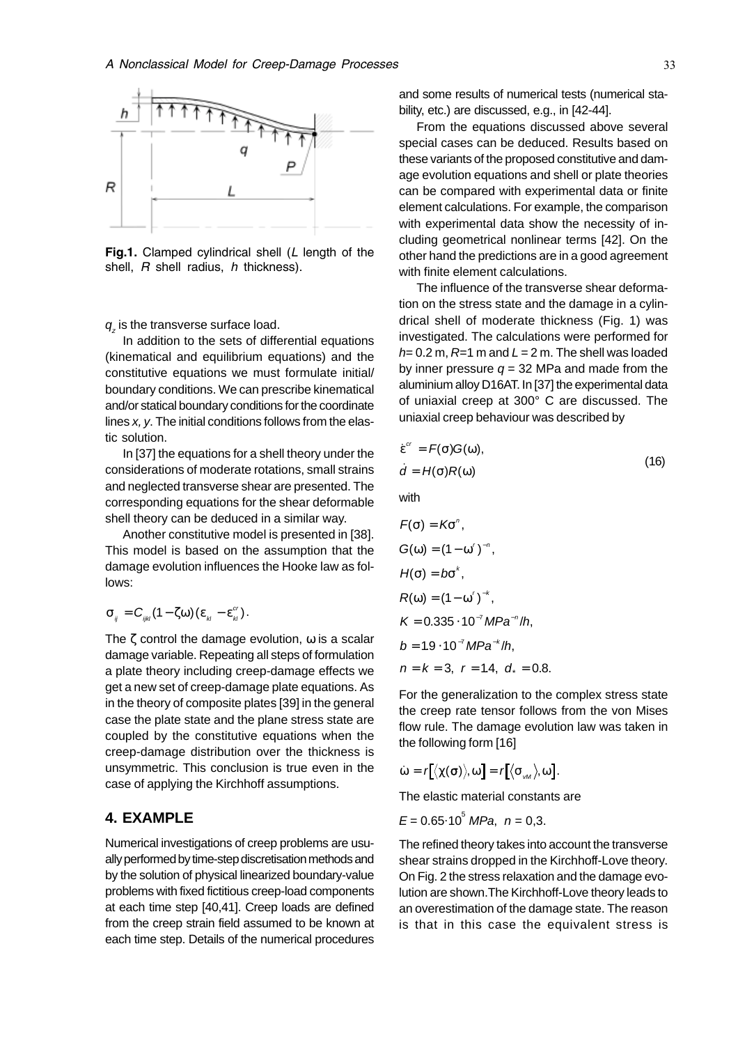**Fig.1.** Clamped cylindrical shell ($L$ length of the shell, $R$ shell radius, $h$ thickness).

$q_z$ is the transverse surface load.

In addition to the sets of differential equations (kinematical and equilibrium equations) and the constitutive equations we must formulate initial/boundary conditions. We can prescribe kinematical and/or statical boundary conditions for the coordinate lines *x, y*. The initial conditions follows from the elastic solution.

In [37] the equations for a shell theory under the considerations of moderate rotations, small strains and neglected transverse shear are presented. The corresponding equations for the shear deformable shell theory can be deduced in a similar way.

Another constitutive model is presented in [38]. This model is based on the assumption that the damage evolution influences the Hooke law as follows:

$$\sigma_{ij} = C_{ijkl}(1-\zeta\omega)(\varepsilon_{kl} - \varepsilon_{kl}^{cr}).$$

The $\zeta$ control the damage evolution, $\omega$ is a scalar damage variable. Repeating all steps of formulation a plate theory including creep-damage effects we get a new set of creep-damage plate equations. As in the theory of composite plates [39] in the general case the plate state and the plane stress state are coupled by the constitutive equations when the creep-damage distribution over the thickness is unsymmetric. This conclusion is true even in the case of applying the Kirchhoff assumptions.

## 4. EXAMPLE

Numerical investigations of creep problems are usually performed by time-step discretisation methods and by the solution of physical linearized boundary-value problems with fixed fictitious creep-load components at each time step [40,41]. Creep loads are defined from the creep strain field assumed to be known at each time step. Details of the numerical procedures and some results of numerical tests (numerical stability, etc.) are discussed, e.g., in [42-44].

From the equations discussed above several special cases can be deduced. Results based on these variants of the proposed constitutive and damage evolution equations and shell or plate theories can be compared with experimental data or finite element calculations. For example, the comparison with experimental data show the necessity of including geometrical nonlinear terms [42]. On the other hand the predictions are in a good agreement with finite element calculations.

The influence of the transverse shear deformation on the stress state and the damage in a cylindrical shell of moderate thickness (Fig. 1) was investigated. The calculations were performed for $h$= 0.2 m, $R$=1 m and $L$ = 2 m. The shell was loaded by inner pressure $q$ = 32 MPa and made from the aluminium alloy D16AT. In [37] the experimental data of uniaxial creep at 300° C are discussed. The uniaxial creep behaviour was described by

$$\dot{\varepsilon}^{cr} = F(\sigma)G(\omega),$$
$$\dot{d} = H(\sigma)R(\omega) \tag{16}$$

with

$$F(\sigma) = K\sigma^n,$$
$$G(\omega) = (1-\omega^r)^{-n},$$
$$H(\sigma) = b\sigma^k,$$
$$R(\omega) = (1-\omega^r)^{-k},$$
$$K = 0.335\cdot 10^{-7}\, MPa^{-n}/h,$$
$$b = 19\cdot 10^{-7}\, MPa^{-k}/h,$$
$$n = k = 3,\ r = 14,\ d_* = 0.8.$$

For the generalization to the complex stress state the creep rate tensor follows from the von Mises flow rule. The damage evolution law was taken in the following form [16]

$$\dot{\omega} = r\left[\langle\chi(\sigma)\rangle, \omega\right] = r\left[\langle\sigma_{vM}\rangle, \omega\right].$$

The elastic material constants are

$E = 0.65\cdot 10^5\ MPa$, $\nu = 0{,}3$.

The refined theory takes into account the transverse shear strains dropped in the Kirchhoff-Love theory. On Fig. 2 the stress relaxation and the damage evolution are shown. The Kirchhoff-Love theory leads to an overestimation of the damage state. The reason is that in this case the equivalent stress is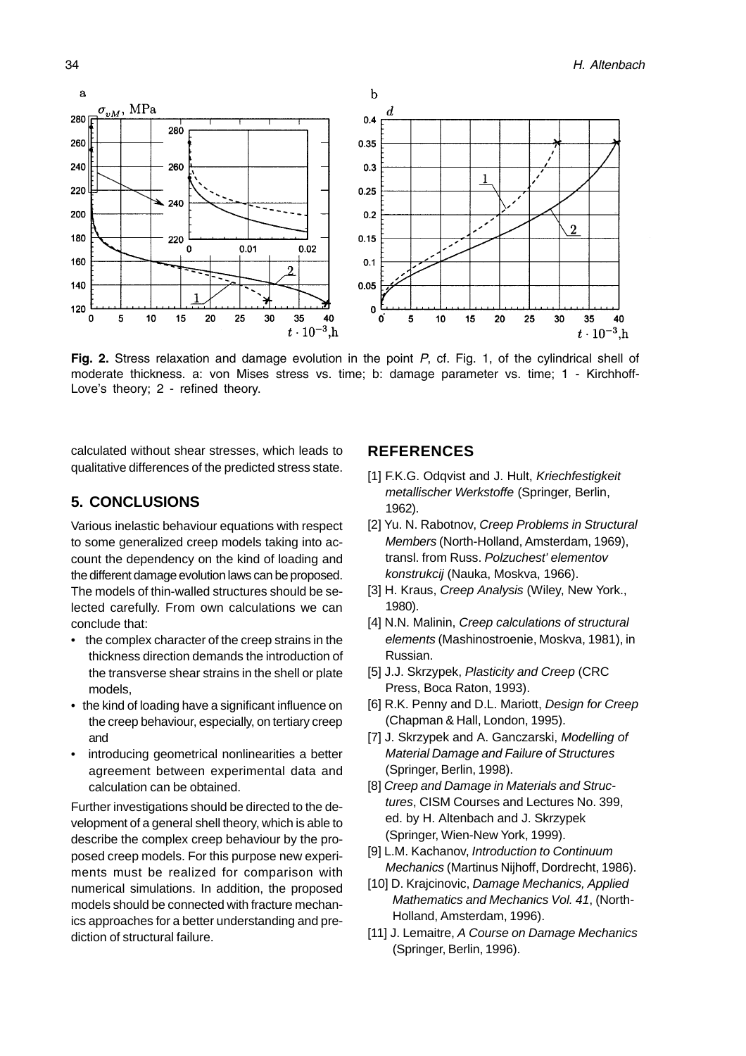**Fig. 2.** Stress relaxation and damage evolution in the point $P$, cf. Fig. 1, of the cylindrical shell of moderate thickness. a: von Mises stress vs. time; b: damage parameter vs. time; 1 - Kirchhoff-Love's theory; 2 - refined theory.

calculated without shear stresses, which leads to qualitative differences of the predicted stress state.

## 5. CONCLUSIONS

Various inelastic behaviour equations with respect to some generalized creep models taking into account the dependency on the kind of loading and the different damage evolution laws can be proposed. The models of thin-walled structures should be selected carefully. From own calculations we can conclude that:

- the complex character of the creep strains in the thickness direction demands the introduction of the transverse shear strains in the shell or plate models,
- the kind of loading have a significant influence on the creep behaviour, especially, on tertiary creep and
- introducing geometrical nonlinearities a better agreement between experimental data and calculation can be obtained.

Further investigations should be directed to the development of a general shell theory, which is able to describe the complex creep behaviour by the proposed creep models. For this purpose new experiments must be realized for comparison with numerical simulations. In addition, the proposed models should be connected with fracture mechanics approaches for a better understanding and prediction of structural failure.

## REFERENCES

[1] F.K.G. Odqvist and J. Hult, *Kriechfestigkeit metallischer Werkstoffe* (Springer, Berlin, 1962).

[2] Yu. N. Rabotnov, *Creep Problems in Structural Members* (North-Holland, Amsterdam, 1969), transl. from Russ. *Polzuchest' elementov konstrukcij* (Nauka, Moskva, 1966).

[3] H. Kraus, *Creep Analysis* (Wiley, New York., 1980).

[4] N.N. Malinin, *Creep calculations of structural elements* (Mashinostroenie, Moskva, 1981), in Russian.

[5] J.J. Skrzypek, *Plasticity and Creep* (CRC Press, Boca Raton, 1993).

[6] R.K. Penny and D.L. Mariott, *Design for Creep* (Chapman & Hall, London, 1995).

[7] J. Skrzypek and A. Ganczarski, *Modelling of Material Damage and Failure of Structures* (Springer, Berlin, 1998).

[8] *Creep and Damage in Materials and Structures*, CISM Courses and Lectures No. 399, ed. by H. Altenbach and J. Skrzypek (Springer, Wien-New York, 1999).

[9] L.M. Kachanov, *Introduction to Continuum Mechanics* (Martinus Nijhoff, Dordrecht, 1986).

[10] D. Krajcinovic, *Damage Mechanics, Applied Mathematics and Mechanics Vol. 41*, (North-Holland, Amsterdam, 1996).

[11] J. Lemaitre, *A Course on Damage Mechanics* (Springer, Berlin, 1996).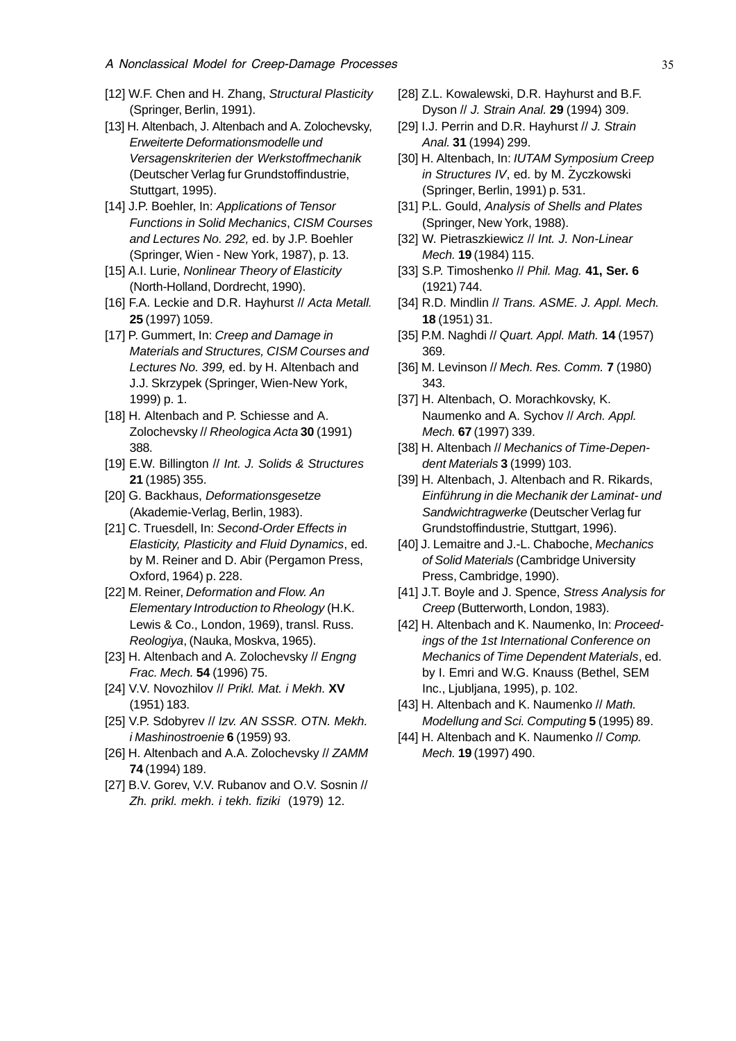[12] W.F. Chen and H. Zhang, *Structural Plasticity* (Springer, Berlin, 1991).

[13] H. Altenbach, J. Altenbach and A. Zolochevsky, *Erweiterte Deformationsmodelle und Versagenskriterien der Werkstoffmechanik* (Deutscher Verlag fur Grundstoffindustrie, Stuttgart, 1995).

[14] J.P. Boehler, In: *Applications of Tensor Functions in Solid Mechanics*, *CISM Courses and Lectures No. 292,* ed. by J.P. Boehler (Springer, Wien - New York, 1987), p. 13.

[15] A.I. Lurie, *Nonlinear Theory of Elasticity* (North-Holland, Dordrecht, 1990).

[16] F.A. Leckie and D.R. Hayhurst // *Acta Metall.* **25** (1997) 1059.

[17] P. Gummert, In: *Creep and Damage in Materials and Structures, CISM Courses and Lectures No. 399,* ed. by H. Altenbach and J.J. Skrzypek (Springer, Wien-New York, 1999) p. 1.

[18] H. Altenbach and P. Schiesse and A. Zolochevsky // *Rheologica Acta* **30** (1991) 388.

[19] E.W. Billington // *Int. J. Solids & Structures* **21** (1985) 355.

[20] G. Backhaus, *Deformationsgesetze* (Akademie-Verlag, Berlin, 1983).

[21] C. Truesdell, In: *Second-Order Effects in Elasticity, Plasticity and Fluid Dynamics*, ed. by M. Reiner and D. Abir (Pergamon Press, Oxford, 1964) p. 228.

[22] M. Reiner, *Deformation and Flow. An Elementary Introduction to Rheology* (H.K. Lewis & Co., London, 1969), transl. Russ. *Reologiya*, (Nauka, Moskva, 1965).

[23] H. Altenbach and A. Zolochevsky // *Engng Frac. Mech.* **54** (1996) 75.

[24] V.V. Novozhilov // *Prikl. Mat. i Mekh.* **XV** (1951) 183.

[25] V.P. Sdobyrev // *Izv. AN SSSR. OTN. Mekh. i Mashinostroenie* **6** (1959) 93.

[26] H. Altenbach and A.A. Zolochevsky // *ZAMM* **74** (1994) 189.

[27] B.V. Gorev, V.V. Rubanov and O.V. Sosnin // *Zh. prikl. mekh. i tekh. fiziki* (1979) 12.

[28] Z.L. Kowalewski, D.R. Hayhurst and B.F. Dyson // *J. Strain Anal.* **29** (1994) 309.

[29] I.J. Perrin and D.R. Hayhurst // *J. Strain Anal.* **31** (1994) 299.

[30] H. Altenbach, In: *IUTAM Symposium Creep in Structures IV*, ed. by M. Życzkowski (Springer, Berlin, 1991) p. 531.

[31] P.L. Gould, *Analysis of Shells and Plates* (Springer, New York, 1988).

[32] W. Pietraszkiewicz // *Int. J. Non-Linear Mech.* **19** (1984) 115.

[33] S.P. Timoshenko // *Phil. Mag.* **41, Ser. 6** (1921) 744.

[34] R.D. Mindlin // *Trans. ASME. J. Appl. Mech.* **18** (1951) 31.

[35] P.M. Naghdi // *Quart. Appl. Math.* **14** (1957) 369.

[36] M. Levinson // *Mech. Res. Comm.* **7** (1980) 343.

[37] H. Altenbach, O. Morachkovsky, K. Naumenko and A. Sychov // *Arch. Appl. Mech.* **67** (1997) 339.

[38] H. Altenbach // *Mechanics of Time-Dependent Materials* **3** (1999) 103.

[39] H. Altenbach, J. Altenbach and R. Rikards, *Einführung in die Mechanik der Laminat- und Sandwichtragwerke* (Deutscher Verlag fur Grundstoffindustrie, Stuttgart, 1996).

[40] J. Lemaitre and J.-L. Chaboche, *Mechanics of Solid Materials* (Cambridge University Press, Cambridge, 1990).

[41] J.T. Boyle and J. Spence, *Stress Analysis for Creep* (Butterworth, London, 1983).

[42] H. Altenbach and K. Naumenko, In: *Proceedings of the 1st International Conference on Mechanics of Time Dependent Materials*, ed. by I. Emri and W.G. Knauss (Bethel, SEM Inc., Ljubljana, 1995), p. 102.

[43] H. Altenbach and K. Naumenko // *Math. Modelling and Sci. Computing* **5** (1995) 89.

[44] H. Altenbach and K. Naumenko // *Comp. Mech.* **19** (1997) 490.